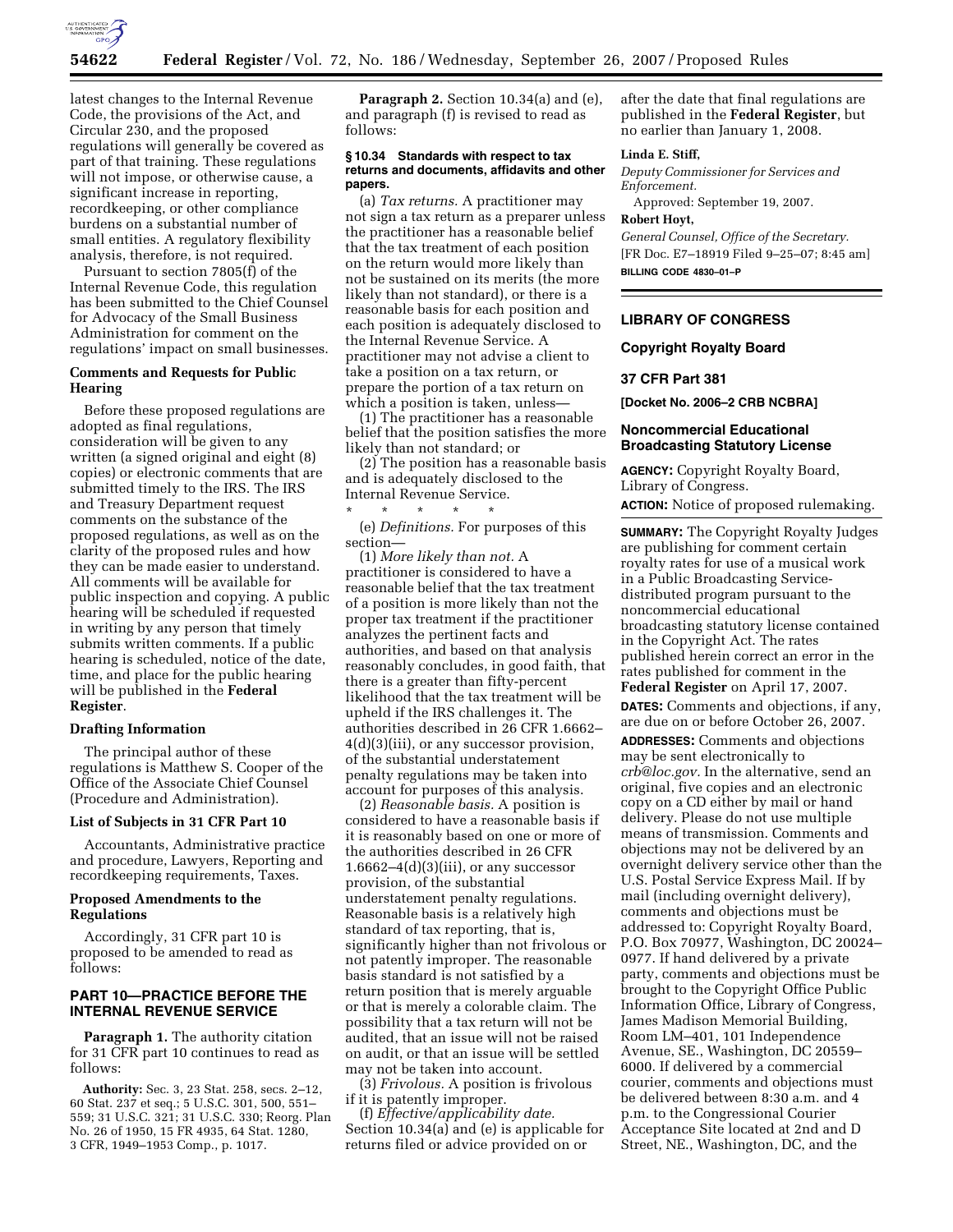latest changes to the Internal Revenue Code, the provisions of the Act, and Circular 230, and the proposed regulations will generally be covered as part of that training. These regulations will not impose, or otherwise cause, a significant increase in reporting, recordkeeping, or other compliance burdens on a substantial number of small entities. A regulatory flexibility analysis, therefore, is not required.

Pursuant to section 7805(f) of the Internal Revenue Code, this regulation has been submitted to the Chief Counsel for Advocacy of the Small Business Administration for comment on the regulations' impact on small businesses.

### Comments and Requests for Public Hearing

Before these proposed regulations are adopted as final regulations, consideration will be given to any written (a signed original and eight (8) copies) or electronic comments that are submitted timely to the IRS. The IRS and Treasury Department request comments on the substance of the proposed regulations, as well as on the clarity of the proposed rules and how they can be made easier to understand. All comments will be available for public inspection and copying. A public hearing will be scheduled if requested in writing by any person that timely submits written comments. If a public hearing is scheduled, notice of the date, time, and place for the public hearing will be published in the **Federal Register**.

### Drafting Information

The principal author of these regulations is Matthew S. Cooper of the Office of the Associate Chief Counsel (Procedure and Administration).

### List of Subjects in 31 CFR Part 10

Accountants, Administrative practice and procedure, Lawyers, Reporting and recordkeeping requirements, Taxes.

### Proposed Amendments to the Regulations

Accordingly, 31 CFR part 10 is proposed to be amended to read as follows:

## PART 10—PRACTICE BEFORE THE INTERNAL REVENUE SERVICE

**Paragraph 1.** The authority citation for 31 CFR part 10 continues to read as follows:

**Authority:** Sec. 3, 23 Stat. 258, secs. 2–12, 60 Stat. 237 et seq.; 5 U.S.C. 301, 500, 551–559; 31 U.S.C. 321; 31 U.S.C. 330; Reorg. Plan No. 26 of 1950, 15 FR 4935, 64 Stat. 1280, 3 CFR, 1949–1953 Comp., p. 1017.

**Paragraph 2.** Section 10.34(a) and (e), and paragraph (f) is revised to read as follows:

#### § 10.34 Standards with respect to tax returns and documents, affidavits and other papers.

(a) *Tax returns.* A practitioner may not sign a tax return as a preparer unless the practitioner has a reasonable belief that the tax treatment of each position on the return would more likely than not be sustained on its merits (the more likely than not standard), or there is a reasonable basis for each position and each position is adequately disclosed to the Internal Revenue Service. A practitioner may not advise a client to take a position on a tax return, or prepare the portion of a tax return on which a position is taken, unless—

(1) The practitioner has a reasonable belief that the position satisfies the more likely than not standard; or

(2) The position has a reasonable basis and is adequately disclosed to the Internal Revenue Service.

\* \* \* \* \*

(e) *Definitions.* For purposes of this section—

(1) *More likely than not.* A practitioner is considered to have a reasonable belief that the tax treatment of a position is more likely than not the proper tax treatment if the practitioner analyzes the pertinent facts and authorities, and based on that analysis reasonably concludes, in good faith, that there is a greater than fifty-percent likelihood that the tax treatment will be upheld if the IRS challenges it. The authorities described in 26 CFR 1.6662–4(d)(3)(iii), or any successor provision, of the substantial understatement penalty regulations may be taken into account for purposes of this analysis.

(2) *Reasonable basis.* A position is considered to have a reasonable basis if it is reasonably based on one or more of the authorities described in 26 CFR 1.6662–4(d)(3)(iii), or any successor provision, of the substantial understatement penalty regulations. Reasonable basis is a relatively high standard of tax reporting, that is, significantly higher than not frivolous or not patently improper. The reasonable basis standard is not satisfied by a return position that is merely arguable or that is merely a colorable claim. The possibility that a tax return will not be audited, that an issue will not be raised on audit, or that an issue will be settled may not be taken into account.

(3) *Frivolous.* A position is frivolous if it is patently improper.

(f) *Effective/applicability date.* Section 10.34(a) and (e) is applicable for returns filed or advice provided on or after the date that final regulations are published in the **Federal Register**, but no earlier than January 1, 2008.

**Linda E. Stiff,**
*Deputy Commissioner for Services and Enforcement.*

Approved: September 19, 2007.

**Robert Hoyt,**
*General Counsel, Office of the Secretary.*

[FR Doc. E7–18919 Filed 9–25–07; 8:45 am]

**BILLING CODE 4830–01–P**

---

## LIBRARY OF CONGRESS

### Copyright Royalty Board

### 37 CFR Part 381

**[Docket No. 2006–2 CRB NCBRA]**

### Noncommercial Educational Broadcasting Statutory License

**AGENCY:** Copyright Royalty Board, Library of Congress.

**ACTION:** Notice of proposed rulemaking.

**SUMMARY:** The Copyright Royalty Judges are publishing for comment certain royalty rates for use of a musical work in a Public Broadcasting Service-distributed program pursuant to the noncommercial educational broadcasting statutory license contained in the Copyright Act. The rates published herein correct an error in the rates published for comment in the **Federal Register** on April 17, 2007.

**DATES:** Comments and objections, if any, are due on or before October 26, 2007.

**ADDRESSES:** Comments and objections may be sent electronically to *crb@loc.gov.* In the alternative, send an original, five copies and an electronic copy on a CD either by mail or hand delivery. Please do not use multiple means of transmission. Comments and objections may not be delivered by an overnight delivery service other than the U.S. Postal Service Express Mail. If by mail (including overnight delivery), comments and objections must be addressed to: Copyright Royalty Board, P.O. Box 70977, Washington, DC 20024–0977. If hand delivered by a private party, comments and objections must be brought to the Copyright Office Public Information Office, Library of Congress, James Madison Memorial Building, Room LM–401, 101 Independence Avenue, SE., Washington, DC 20559–6000. If delivered by a commercial courier, comments and objections must be delivered between 8:30 a.m. and 4 p.m. to the Congressional Courier Acceptance Site located at 2nd and D Street, NE., Washington, DC, and the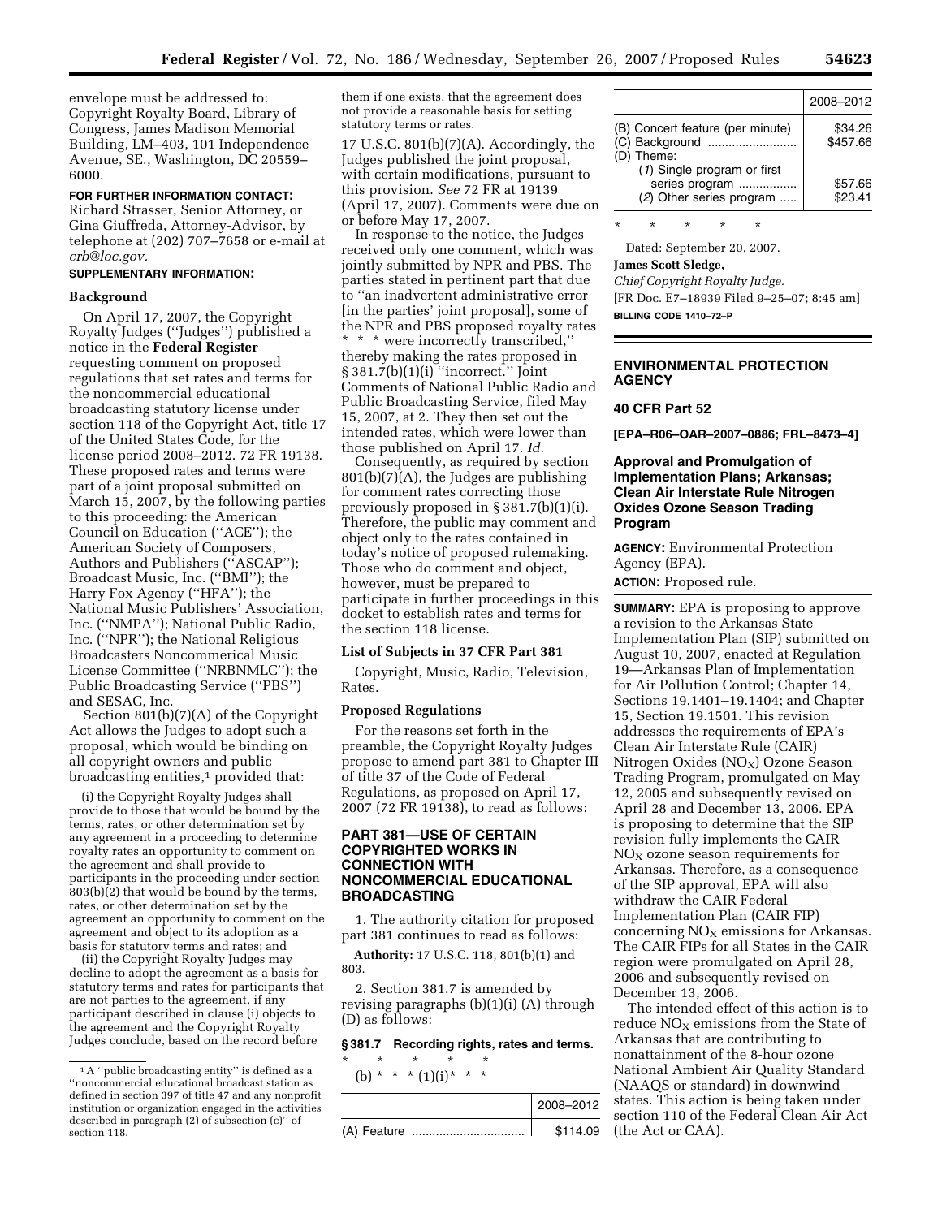envelope must be addressed to: Copyright Royalty Board, Library of Congress, James Madison Memorial Building, LM–403, 101 Independence Avenue, SE., Washington, DC 20559–6000.

**FOR FURTHER INFORMATION CONTACT:** Richard Strasser, Senior Attorney, or Gina Giuffreda, Attorney-Advisor, by telephone at (202) 707–7658 or e-mail at *crb@loc.gov.*

**SUPPLEMENTARY INFORMATION:**

### Background

On April 17, 2007, the Copyright Royalty Judges (''Judges'') published a notice in the **Federal Register** requesting comment on proposed regulations that set rates and terms for the noncommercial educational broadcasting statutory license under section 118 of the Copyright Act, title 17 of the United States Code, for the license period 2008–2012. 72 FR 19138. These proposed rates and terms were part of a joint proposal submitted on March 15, 2007, by the following parties to this proceeding: the American Council on Education (''ACE''); the American Society of Composers, Authors and Publishers (''ASCAP''); Broadcast Music, Inc. (''BMI''); the Harry Fox Agency (''HFA''); the National Music Publishers' Association, Inc. (''NMPA''); National Public Radio, Inc. (''NPR''); the National Religious Broadcasters Noncommerical Music License Committee (''NRBNMLC''); the Public Broadcasting Service (''PBS'') and SESAC, Inc.

Section 801(b)(7)(A) of the Copyright Act allows the Judges to adopt such a proposal, which would be binding on all copyright owners and public broadcasting entities,[1] provided that:

(i) the Copyright Royalty Judges shall provide to those that would be bound by the terms, rates, or other determination set by any agreement in a proceeding to determine royalty rates an opportunity to comment on the agreement and shall provide to participants in the proceeding under section 803(b)(2) that would be bound by the terms, rates, or other determination set by the agreement an opportunity to comment on the agreement and object to its adoption as a basis for statutory terms and rates; and

(ii) the Copyright Royalty Judges may decline to adopt the agreement as a basis for statutory terms and rates for participants that are not parties to the agreement, if any participant described in clause (i) objects to the agreement and the Copyright Royalty Judges conclude, based on the record before them if one exists, that the agreement does not provide a reasonable basis for setting statutory terms or rates.

17 U.S.C. 801(b)(7)(A). Accordingly, the Judges published the joint proposal, with certain modifications, pursuant to this provision. *See* 72 FR at 19139 (April 17, 2007). Comments were due on or before May 17, 2007.

In response to the notice, the Judges received only one comment, which was jointly submitted by NPR and PBS. The parties stated in pertinent part that due to ''an inadvertent administrative error [in the parties' joint proposal], some of the NPR and PBS proposed royalty rates * * * were incorrectly transcribed,'' thereby making the rates proposed in § 381.7(b)(1)(i) ''incorrect.'' Joint Comments of National Public Radio and Public Broadcasting Service, filed May 15, 2007, at 2. They then set out the intended rates, which were lower than those published on April 17. *Id.*

Consequently, as required by section 801(b)(7)(A), the Judges are publishing for comment rates correcting those previously proposed in § 381.7(b)(1)(i). Therefore, the public may comment and object only to the rates contained in today's notice of proposed rulemaking. Those who do comment and object, however, must be prepared to participate in further proceedings in this docket to establish rates and terms for the section 118 license.

### List of Subjects in 37 CFR Part 381

Copyright, Music, Radio, Television, Rates.

### Proposed Regulations

For the reasons set forth in the preamble, the Copyright Royalty Judges propose to amend part 381 to Chapter III of title 37 of the Code of Federal Regulations, as proposed on April 17, 2007 (72 FR 19138), to read as follows:

## PART 381—USE OF CERTAIN COPYRIGHTED WORKS IN CONNECTION WITH NONCOMMERCIAL EDUCATIONAL BROADCASTING

1. The authority citation for proposed part 381 continues to read as follows:

**Authority:** 17 U.S.C. 118, 801(b)(1) and 803.

2. Section 381.7 is amended by revising paragraphs (b)(1)(i) (A) through (D) as follows:

### § 381.7 Recording rights, rates and terms.

\* \* \* \* \*

(b) \* \* \* (1)(i)\* \* \*

| | 2008–2012 |
|---|---|
| (A) Feature | $114.09 |
| (B) Concert feature (per minute) | $34.26 |
| (C) Background | $457.66 |
| (D) Theme: | |
| (*1*) Single program or first series program | $57.66 |
| (*2*) Other series program | $23.41 |

\* \* \* \* \*

Dated: September 20, 2007.

**James Scott Sledge,**

*Chief Copyright Royalty Judge.*

[FR Doc. E7–18939 Filed 9–25–07; 8:45 am]

**BILLING CODE 1410–72–P**

---

## ENVIRONMENTAL PROTECTION AGENCY

### 40 CFR Part 52

**[EPA–R06–OAR–2007–0886; FRL–8473–4]**

### Approval and Promulgation of Implementation Plans; Arkansas; Clean Air Interstate Rule Nitrogen Oxides Ozone Season Trading Program

**AGENCY:** Environmental Protection Agency (EPA).

**ACTION:** Proposed rule.

**SUMMARY:** EPA is proposing to approve a revision to the Arkansas State Implementation Plan (SIP) submitted on August 10, 2007, enacted at Regulation 19—Arkansas Plan of Implementation for Air Pollution Control; Chapter 14, Sections 19.1401–19.1404; and Chapter 15, Section 19.1501. This revision addresses the requirements of EPA's Clean Air Interstate Rule (CAIR) Nitrogen Oxides ($NO_X$) Ozone Season Trading Program, promulgated on May 12, 2005 and subsequently revised on April 28 and December 13, 2006. EPA is proposing to determine that the SIP revision fully implements the CAIR $NO_X$ ozone season requirements for Arkansas. Therefore, as a consequence of the SIP approval, EPA will also withdraw the CAIR Federal Implementation Plan (CAIR FIP) concerning $NO_X$ emissions for Arkansas. The CAIR FIPs for all States in the CAIR region were promulgated on April 28, 2006 and subsequently revised on December 13, 2006.

The intended effect of this action is to reduce $NO_X$ emissions from the State of Arkansas that are contributing to nonattainment of the 8-hour ozone National Ambient Air Quality Standard (NAAQS or standard) in downwind states. This action is being taken under section 110 of the Federal Clean Air Act (the Act or CAA).

---

[1] A ''public broadcasting entity'' is defined as a ''noncommercial educational broadcast station as defined in section 397 of title 47 and any nonprofit institution or organization engaged in the activities described in paragraph (2) of subsection (c)'' of section 118.